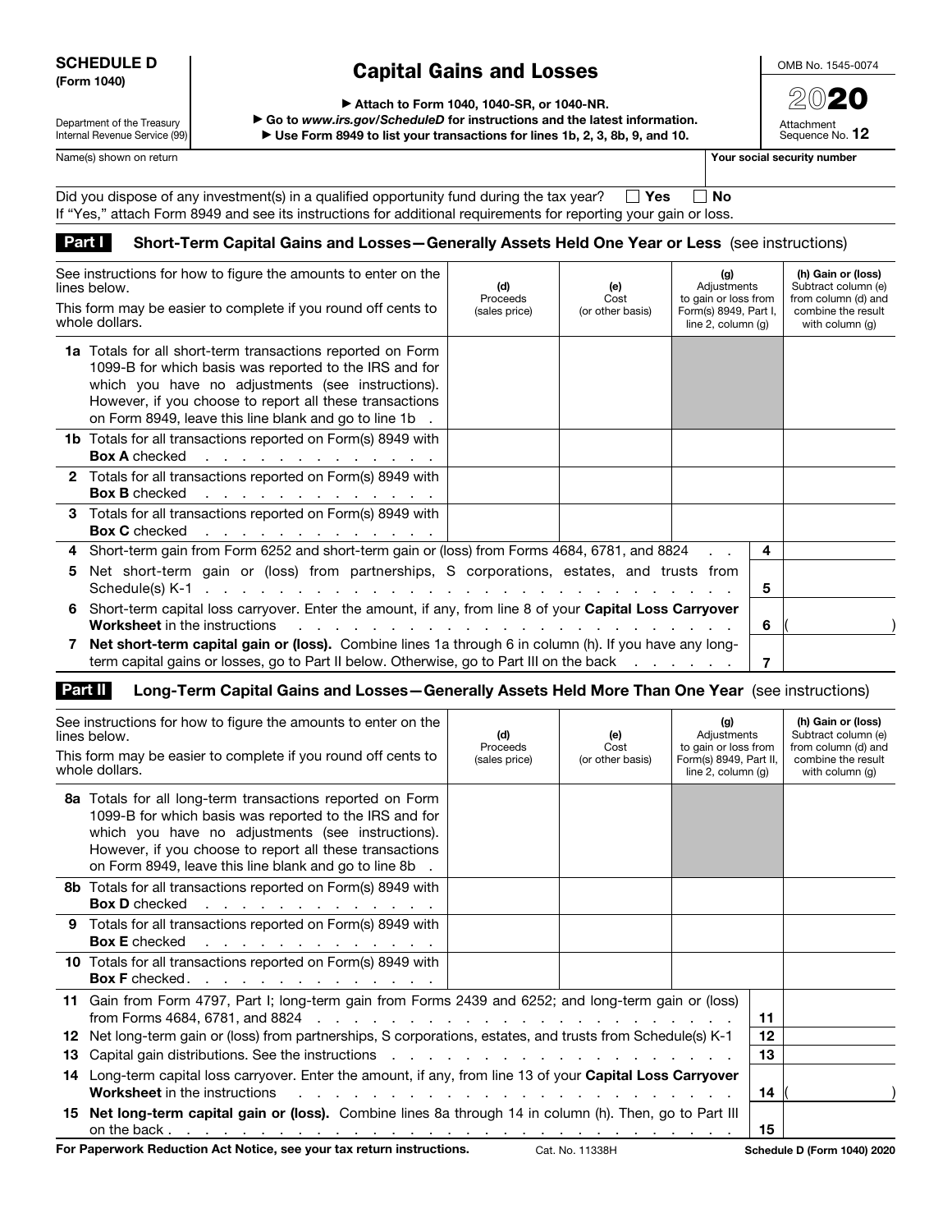**SCHEDULE D**
**(Form 1040)**

Department of the Treasury
Internal Revenue Service (99)

# Capital Gains and Losses

▶ Attach to Form 1040, 1040-SR, or 1040-NR.
▶ Go to *www.irs.gov/ScheduleD* for instructions and the latest information.
▶ Use Form 8949 to list your transactions for lines 1b, 2, 3, 8b, 9, and 10.

OMB No. 1545-0074

**2020**

Attachment Sequence No. **12**

Name(s) shown on return | **Your social security number**

Did you dispose of any investment(s) in a qualified opportunity fund during the tax year? ☐ **Yes** ☐ **No**
If "Yes," attach Form 8949 and see its instructions for additional requirements for reporting your gain or loss.

## Part I Short-Term Capital Gains and Losses—Generally Assets Held One Year or Less (see instructions)

| See instructions for how to figure the amounts to enter on the lines below. This form may be easier to complete if you round off cents to whole dollars. | (d) Proceeds (sales price) | (e) Cost (or other basis) | (g) Adjustments to gain or loss from Form(s) 8949, Part I, line 2, column (g) | (h) Gain or (loss) Subtract column (e) from column (d) and combine the result with column (g) |
|---|---|---|---|---|
| **1a** Totals for all short-term transactions reported on Form 1099-B for which basis was reported to the IRS and for which you have no adjustments (see instructions). However, if you choose to report all these transactions on Form 8949, leave this line blank and go to line 1b | | | | |
| **1b** Totals for all transactions reported on Form(s) 8949 with **Box A** checked | | | | |
| **2** Totals for all transactions reported on Form(s) 8949 with **Box B** checked | | | | |
| **3** Totals for all transactions reported on Form(s) 8949 with **Box C** checked | | | | |

| | | |
|---|---|---|
| **4** Short-term gain from Form 6252 and short-term gain or (loss) from Forms 4684, 6781, and 8824 | 4 | |
| **5** Net short-term gain or (loss) from partnerships, S corporations, estates, and trusts from Schedule(s) K-1 | 5 | |
| **6** Short-term capital loss carryover. Enter the amount, if any, from line 8 of your **Capital Loss Carryover Worksheet** in the instructions | 6 | ( ) |
| **7** **Net short-term capital gain or (loss).** Combine lines 1a through 6 in column (h). If you have any long-term capital gains or losses, go to Part II below. Otherwise, go to Part III on the back | 7 | |

## Part II Long-Term Capital Gains and Losses—Generally Assets Held More Than One Year (see instructions)

| See instructions for how to figure the amounts to enter on the lines below. This form may be easier to complete if you round off cents to whole dollars. | (d) Proceeds (sales price) | (e) Cost (or other basis) | (g) Adjustments to gain or loss from Form(s) 8949, Part II, line 2, column (g) | (h) Gain or (loss) Subtract column (e) from column (d) and combine the result with column (g) |
|---|---|---|---|---|
| **8a** Totals for all long-term transactions reported on Form 1099-B for which basis was reported to the IRS and for which you have no adjustments (see instructions). However, if you choose to report all these transactions on Form 8949, leave this line blank and go to line 8b | | | | |
| **8b** Totals for all transactions reported on Form(s) 8949 with **Box D** checked | | | | |
| **9** Totals for all transactions reported on Form(s) 8949 with **Box E** checked | | | | |
| **10** Totals for all transactions reported on Form(s) 8949 with **Box F** checked | | | | |

| | | |
|---|---|---|
| **11** Gain from Form 4797, Part I; long-term gain from Forms 2439 and 6252; and long-term gain or (loss) from Forms 4684, 6781, and 8824 | 11 | |
| **12** Net long-term gain or (loss) from partnerships, S corporations, estates, and trusts from Schedule(s) K-1 | 12 | |
| **13** Capital gain distributions. See the instructions | 13 | |
| **14** Long-term capital loss carryover. Enter the amount, if any, from line 13 of your **Capital Loss Carryover Worksheet** in the instructions | 14 | ( ) |
| **15** **Net long-term capital gain or (loss).** Combine lines 8a through 14 in column (h). Then, go to Part III on the back | 15 | |

**For Paperwork Reduction Act Notice, see your tax return instructions.** Cat. No. 11338H **Schedule D (Form 1040) 2020**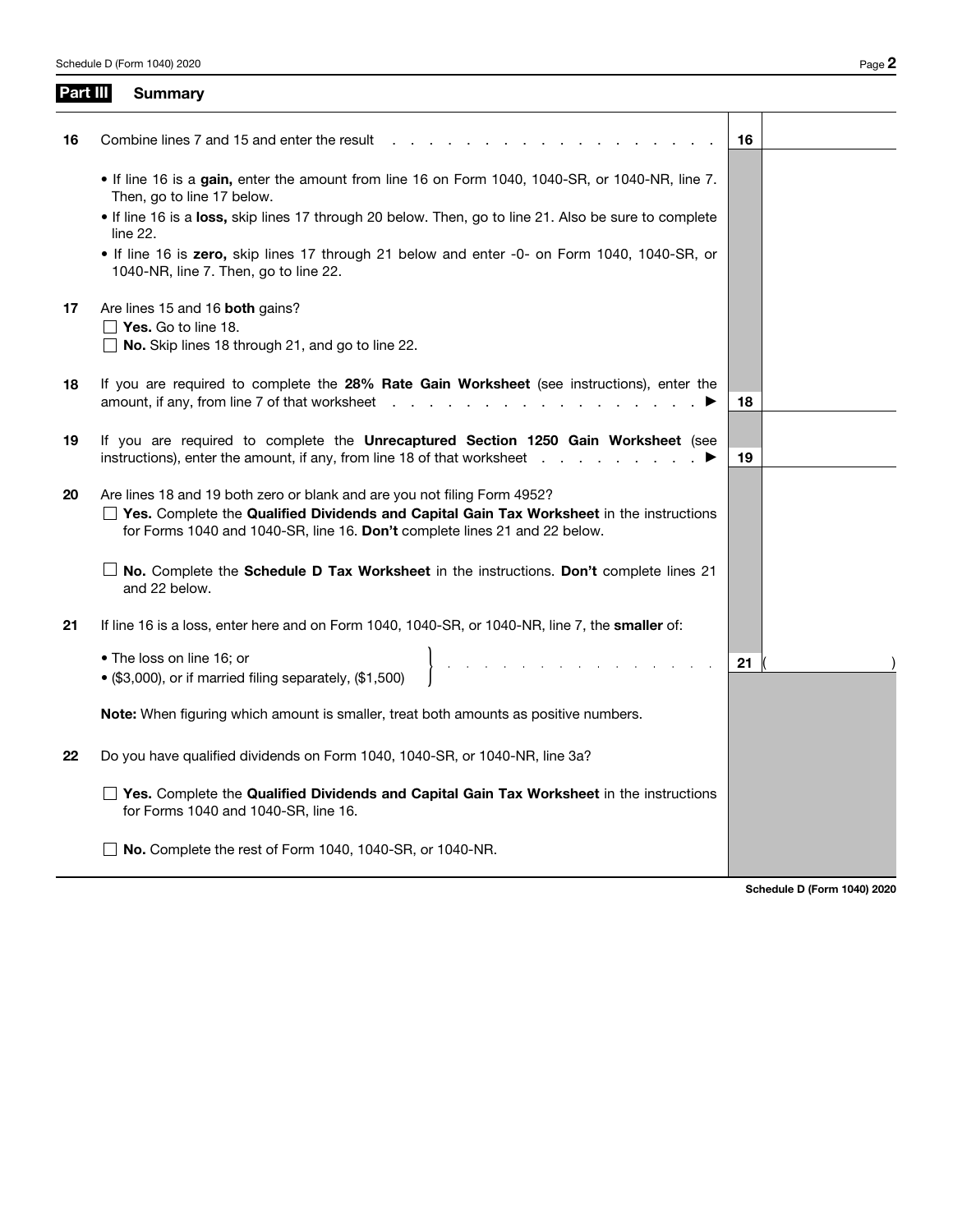## Part III Summary

**16** Combine lines 7 and 15 and enter the result . . . . . . . . . . . . . . . . . . . **16** ______

- If line 16 is a **gain,** enter the amount from line 16 on Form 1040, 1040-SR, or 1040-NR, line 7. Then, go to line 17 below.
- If line 16 is a **loss,** skip lines 17 through 20 below. Then, go to line 21. Also be sure to complete line 22.
- If line 16 is **zero,** skip lines 17 through 21 below and enter -0- on Form 1040, 1040-SR, or 1040-NR, line 7. Then, go to line 22.

**17** Are lines 15 and 16 **both** gains?

- ☐ **Yes.** Go to line 18.
- ☐ **No.** Skip lines 18 through 21, and go to line 22.

**18** If you are required to complete the **28% Rate Gain Worksheet** (see instructions), enter the amount, if any, from line 7 of that worksheet . . . . . . . . . . . . . . . . . . ▶ **18** ______

**19** If you are required to complete the **Unrecaptured Section 1250 Gain Worksheet** (see instructions), enter the amount, if any, from line 18 of that worksheet . . . . . . . . . . ▶ **19** ______

**20** Are lines 18 and 19 both zero or blank and are you not filing Form 4952?

- ☐ **Yes.** Complete the **Qualified Dividends and Capital Gain Tax Worksheet** in the instructions for Forms 1040 and 1040-SR, line 16. **Don't** complete lines 21 and 22 below.
- ☐ **No.** Complete the **Schedule D Tax Worksheet** in the instructions. **Don't** complete lines 21 and 22 below.

**21** If line 16 is a loss, enter here and on Form 1040, 1040-SR, or 1040-NR, line 7, the **smaller** of:

- The loss on line 16; or
- ($3,000), or if married filing separately, ($1,500) . . . . . . . . . . . . . . . . . . **21** (______)

**Note:** When figuring which amount is smaller, treat both amounts as positive numbers.

**22** Do you have qualified dividends on Form 1040, 1040-SR, or 1040-NR, line 3a?

- ☐ **Yes.** Complete the **Qualified Dividends and Capital Gain Tax Worksheet** in the instructions for Forms 1040 and 1040-SR, line 16.
- ☐ **No.** Complete the rest of Form 1040, 1040-SR, or 1040-NR.